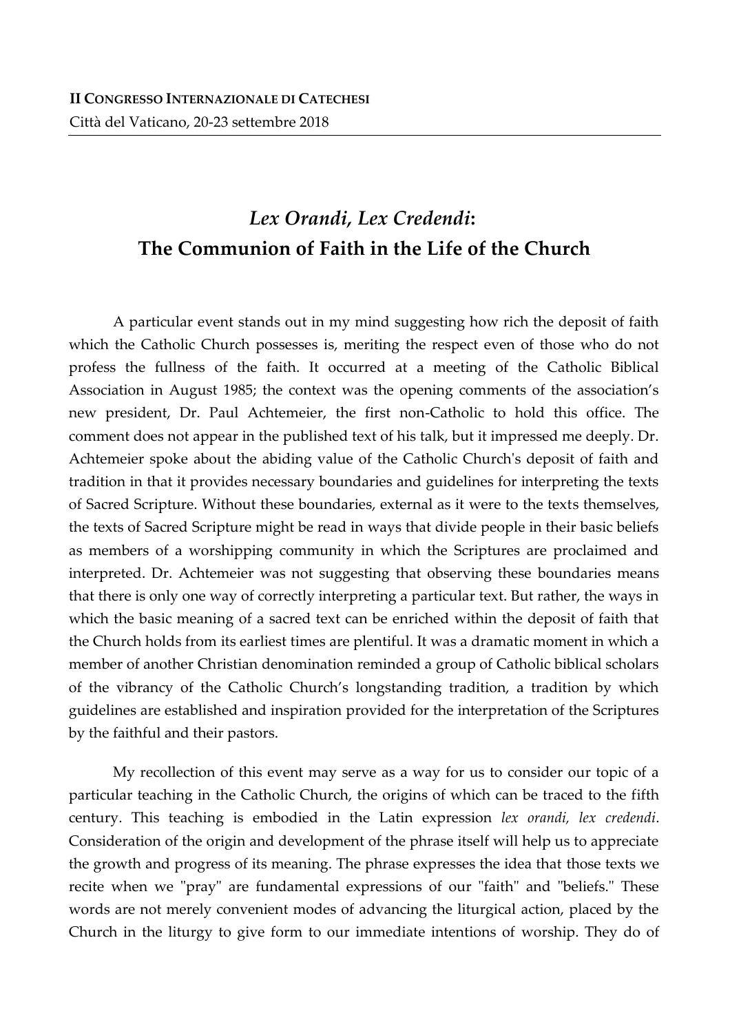**II CONGRESSO INTERNAZIONALE DI CATECHESI**
Città del Vaticano, 20-23 settembre 2018

# *Lex Orandi, Lex Credendi*: The Communion of Faith in the Life of the Church

A particular event stands out in my mind suggesting how rich the deposit of faith which the Catholic Church possesses is, meriting the respect even of those who do not profess the fullness of the faith. It occurred at a meeting of the Catholic Biblical Association in August 1985; the context was the opening comments of the association's new president, Dr. Paul Achtemeier, the first non-Catholic to hold this office. The comment does not appear in the published text of his talk, but it impressed me deeply. Dr. Achtemeier spoke about the abiding value of the Catholic Church's deposit of faith and tradition in that it provides necessary boundaries and guidelines for interpreting the texts of Sacred Scripture. Without these boundaries, external as it were to the texts themselves, the texts of Sacred Scripture might be read in ways that divide people in their basic beliefs as members of a worshipping community in which the Scriptures are proclaimed and interpreted. Dr. Achtemeier was not suggesting that observing these boundaries means that there is only one way of correctly interpreting a particular text. But rather, the ways in which the basic meaning of a sacred text can be enriched within the deposit of faith that the Church holds from its earliest times are plentiful. It was a dramatic moment in which a member of another Christian denomination reminded a group of Catholic biblical scholars of the vibrancy of the Catholic Church's longstanding tradition, a tradition by which guidelines are established and inspiration provided for the interpretation of the Scriptures by the faithful and their pastors.

My recollection of this event may serve as a way for us to consider our topic of a particular teaching in the Catholic Church, the origins of which can be traced to the fifth century. This teaching is embodied in the Latin expression *lex orandi, lex credendi*. Consideration of the origin and development of the phrase itself will help us to appreciate the growth and progress of its meaning. The phrase expresses the idea that those texts we recite when we "pray" are fundamental expressions of our "faith" and "beliefs." These words are not merely convenient modes of advancing the liturgical action, placed by the Church in the liturgy to give form to our immediate intentions of worship. They do of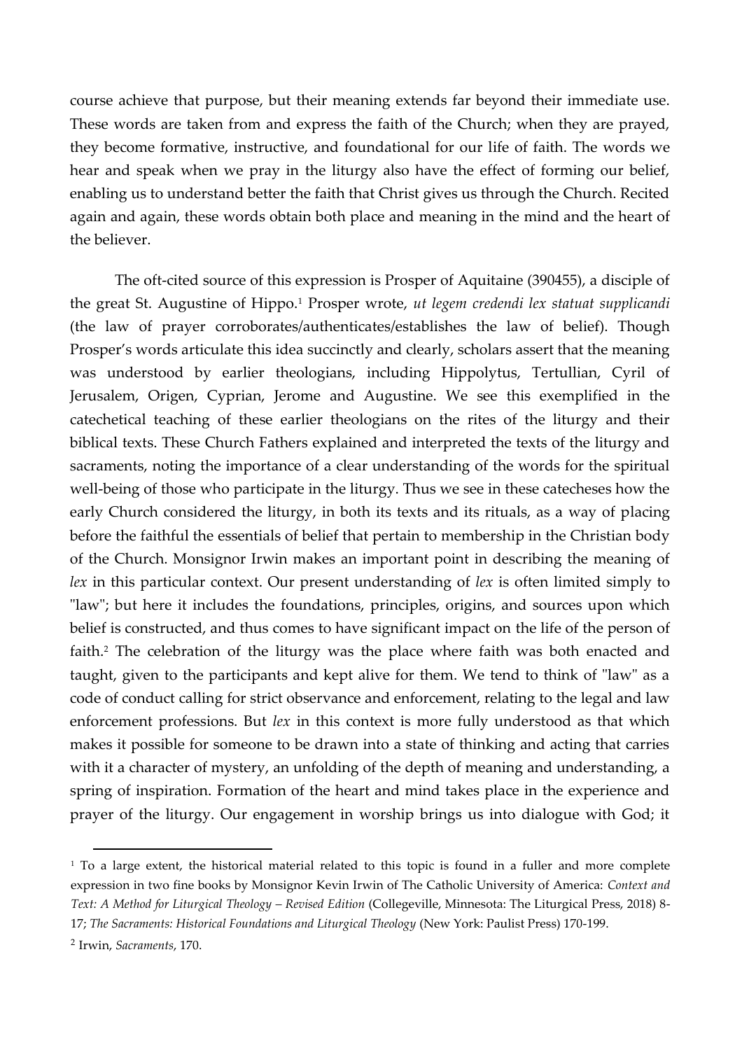course achieve that purpose, but their meaning extends far beyond their immediate use. These words are taken from and express the faith of the Church; when they are prayed, they become formative, instructive, and foundational for our life of faith. The words we hear and speak when we pray in the liturgy also have the effect of forming our belief, enabling us to understand better the faith that Christ gives us through the Church. Recited again and again, these words obtain both place and meaning in the mind and the heart of the believer.

The oft-cited source of this expression is Prosper of Aquitaine (390455), a disciple of the great St. Augustine of Hippo.[1] Prosper wrote, *ut legem credendi lex statuat supplicandi* (the law of prayer corroborates/authenticates/establishes the law of belief). Though Prosper's words articulate this idea succinctly and clearly, scholars assert that the meaning was understood by earlier theologians, including Hippolytus, Tertullian, Cyril of Jerusalem, Origen, Cyprian, Jerome and Augustine. We see this exemplified in the catechetical teaching of these earlier theologians on the rites of the liturgy and their biblical texts. These Church Fathers explained and interpreted the texts of the liturgy and sacraments, noting the importance of a clear understanding of the words for the spiritual well-being of those who participate in the liturgy. Thus we see in these catecheses how the early Church considered the liturgy, in both its texts and its rituals, as a way of placing before the faithful the essentials of belief that pertain to membership in the Christian body of the Church. Monsignor Irwin makes an important point in describing the meaning of *lex* in this particular context. Our present understanding of *lex* is often limited simply to "law"; but here it includes the foundations, principles, origins, and sources upon which belief is constructed, and thus comes to have significant impact on the life of the person of faith.[2] The celebration of the liturgy was the place where faith was both enacted and taught, given to the participants and kept alive for them. We tend to think of "law" as a code of conduct calling for strict observance and enforcement, relating to the legal and law enforcement professions. But *lex* in this context is more fully understood as that which makes it possible for someone to be drawn into a state of thinking and acting that carries with it a character of mystery, an unfolding of the depth of meaning and understanding, a spring of inspiration. Formation of the heart and mind takes place in the experience and prayer of the liturgy. Our engagement in worship brings us into dialogue with God; it

---

[1] To a large extent, the historical material related to this topic is found in a fuller and more complete expression in two fine books by Monsignor Kevin Irwin of The Catholic University of America: *Context and Text: A Method for Liturgical Theology – Revised Edition* (Collegeville, Minnesota: The Liturgical Press, 2018) 8-17; *The Sacraments: Historical Foundations and Liturgical Theology* (New York: Paulist Press) 170-199.

[2] Irwin, *Sacraments*, 170.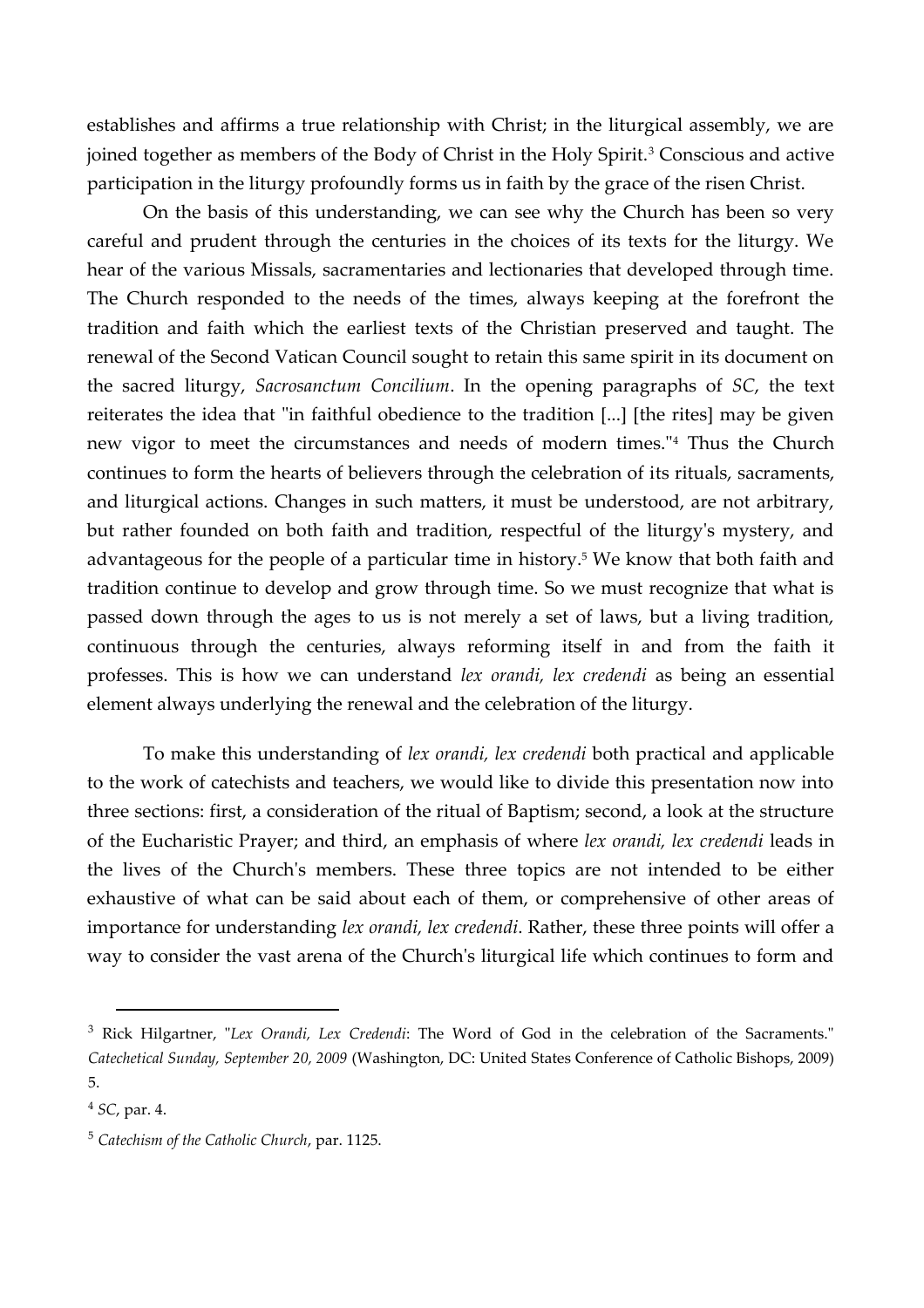establishes and affirms a true relationship with Christ; in the liturgical assembly, we are joined together as members of the Body of Christ in the Holy Spirit.[3] Conscious and active participation in the liturgy profoundly forms us in faith by the grace of the risen Christ.

On the basis of this understanding, we can see why the Church has been so very careful and prudent through the centuries in the choices of its texts for the liturgy. We hear of the various Missals, sacramentaries and lectionaries that developed through time. The Church responded to the needs of the times, always keeping at the forefront the tradition and faith which the earliest texts of the Christian preserved and taught. The renewal of the Second Vatican Council sought to retain this same spirit in its document on the sacred liturgy, *Sacrosanctum Concilium*. In the opening paragraphs of *SC*, the text reiterates the idea that "in faithful obedience to the tradition [...] [the rites] may be given new vigor to meet the circumstances and needs of modern times."[4] Thus the Church continues to form the hearts of believers through the celebration of its rituals, sacraments, and liturgical actions. Changes in such matters, it must be understood, are not arbitrary, but rather founded on both faith and tradition, respectful of the liturgy's mystery, and advantageous for the people of a particular time in history.[5] We know that both faith and tradition continue to develop and grow through time. So we must recognize that what is passed down through the ages to us is not merely a set of laws, but a living tradition, continuous through the centuries, always reforming itself in and from the faith it professes. This is how we can understand *lex orandi, lex credendi* as being an essential element always underlying the renewal and the celebration of the liturgy.

To make this understanding of *lex orandi, lex credendi* both practical and applicable to the work of catechists and teachers, we would like to divide this presentation now into three sections: first, a consideration of the ritual of Baptism; second, a look at the structure of the Eucharistic Prayer; and third, an emphasis of where *lex orandi, lex credendi* leads in the lives of the Church's members. These three topics are not intended to be either exhaustive of what can be said about each of them, or comprehensive of other areas of importance for understanding *lex orandi, lex credendi*. Rather, these three points will offer a way to consider the vast arena of the Church's liturgical life which continues to form and

---

[3] Rick Hilgartner, "*Lex Orandi, Lex Credendi*: The Word of God in the celebration of the Sacraments." *Catechetical Sunday, September 20, 2009* (Washington, DC: United States Conference of Catholic Bishops, 2009) 5.

[4] *SC*, par. 4.

[5] *Catechism of the Catholic Church*, par. 1125.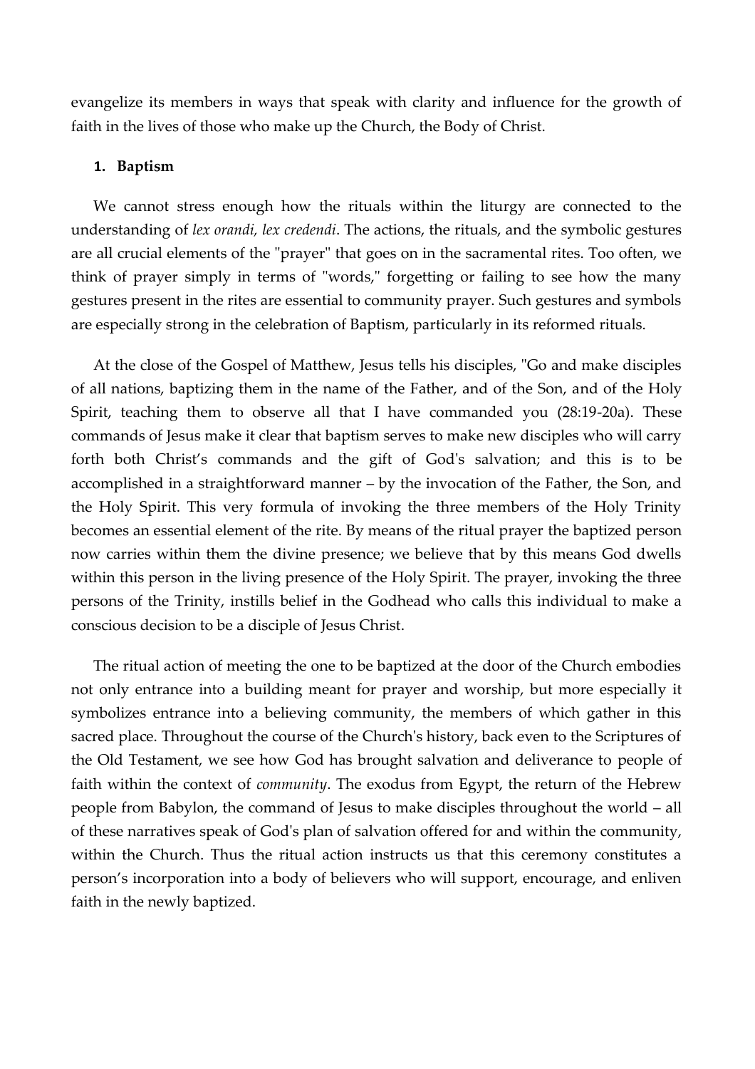evangelize its members in ways that speak with clarity and influence for the growth of faith in the lives of those who make up the Church, the Body of Christ.

## 1. Baptism

We cannot stress enough how the rituals within the liturgy are connected to the understanding of *lex orandi, lex credendi*. The actions, the rituals, and the symbolic gestures are all crucial elements of the "prayer" that goes on in the sacramental rites. Too often, we think of prayer simply in terms of "words," forgetting or failing to see how the many gestures present in the rites are essential to community prayer. Such gestures and symbols are especially strong in the celebration of Baptism, particularly in its reformed rituals.

At the close of the Gospel of Matthew, Jesus tells his disciples, "Go and make disciples of all nations, baptizing them in the name of the Father, and of the Son, and of the Holy Spirit, teaching them to observe all that I have commanded you (28:19-20a). These commands of Jesus make it clear that baptism serves to make new disciples who will carry forth both Christ's commands and the gift of God's salvation; and this is to be accomplished in a straightforward manner – by the invocation of the Father, the Son, and the Holy Spirit. This very formula of invoking the three members of the Holy Trinity becomes an essential element of the rite. By means of the ritual prayer the baptized person now carries within them the divine presence; we believe that by this means God dwells within this person in the living presence of the Holy Spirit. The prayer, invoking the three persons of the Trinity, instills belief in the Godhead who calls this individual to make a conscious decision to be a disciple of Jesus Christ.

The ritual action of meeting the one to be baptized at the door of the Church embodies not only entrance into a building meant for prayer and worship, but more especially it symbolizes entrance into a believing community, the members of which gather in this sacred place. Throughout the course of the Church's history, back even to the Scriptures of the Old Testament, we see how God has brought salvation and deliverance to people of faith within the context of *community*. The exodus from Egypt, the return of the Hebrew people from Babylon, the command of Jesus to make disciples throughout the world – all of these narratives speak of God's plan of salvation offered for and within the community, within the Church. Thus the ritual action instructs us that this ceremony constitutes a person's incorporation into a body of believers who will support, encourage, and enliven faith in the newly baptized.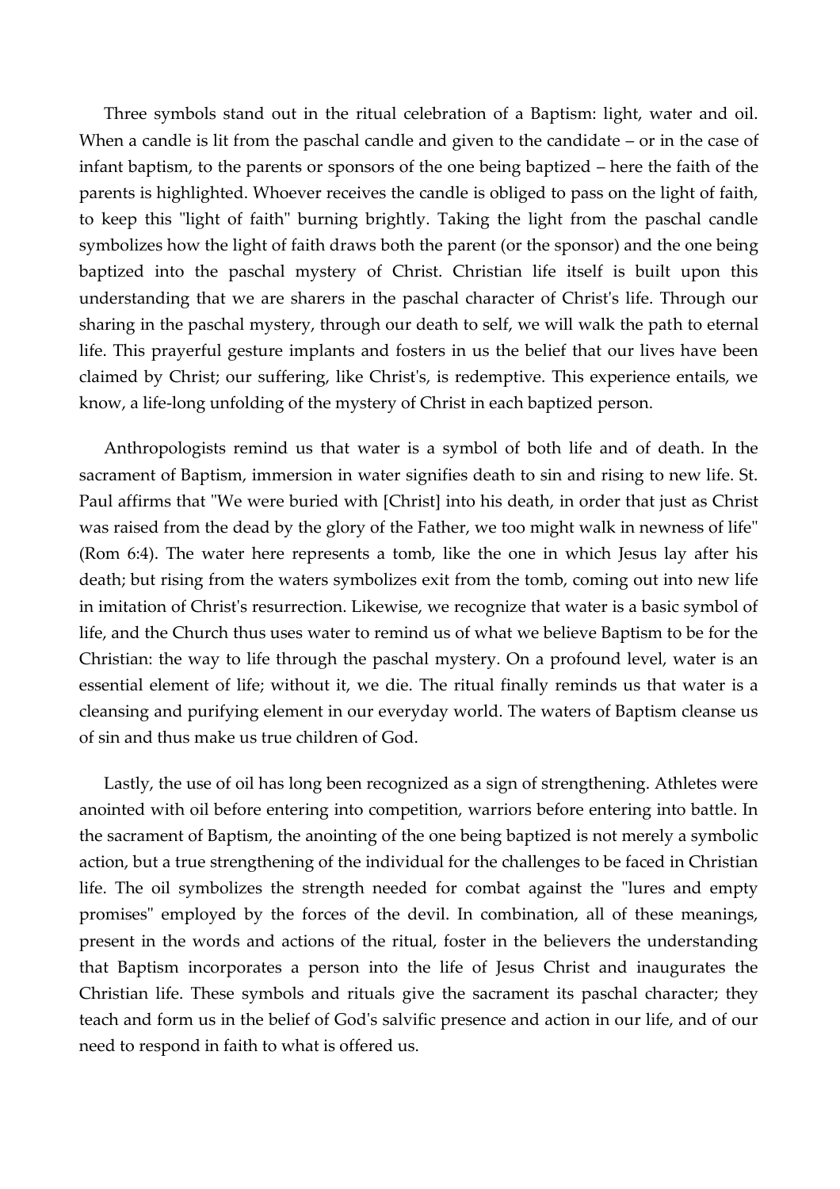Three symbols stand out in the ritual celebration of a Baptism: light, water and oil. When a candle is lit from the paschal candle and given to the candidate – or in the case of infant baptism, to the parents or sponsors of the one being baptized – here the faith of the parents is highlighted. Whoever receives the candle is obliged to pass on the light of faith, to keep this "light of faith" burning brightly. Taking the light from the paschal candle symbolizes how the light of faith draws both the parent (or the sponsor) and the one being baptized into the paschal mystery of Christ. Christian life itself is built upon this understanding that we are sharers in the paschal character of Christ's life. Through our sharing in the paschal mystery, through our death to self, we will walk the path to eternal life. This prayerful gesture implants and fosters in us the belief that our lives have been claimed by Christ; our suffering, like Christ's, is redemptive. This experience entails, we know, a life-long unfolding of the mystery of Christ in each baptized person.

Anthropologists remind us that water is a symbol of both life and of death. In the sacrament of Baptism, immersion in water signifies death to sin and rising to new life. St. Paul affirms that "We were buried with [Christ] into his death, in order that just as Christ was raised from the dead by the glory of the Father, we too might walk in newness of life" (Rom 6:4). The water here represents a tomb, like the one in which Jesus lay after his death; but rising from the waters symbolizes exit from the tomb, coming out into new life in imitation of Christ's resurrection. Likewise, we recognize that water is a basic symbol of life, and the Church thus uses water to remind us of what we believe Baptism to be for the Christian: the way to life through the paschal mystery. On a profound level, water is an essential element of life; without it, we die. The ritual finally reminds us that water is a cleansing and purifying element in our everyday world. The waters of Baptism cleanse us of sin and thus make us true children of God.

Lastly, the use of oil has long been recognized as a sign of strengthening. Athletes were anointed with oil before entering into competition, warriors before entering into battle. In the sacrament of Baptism, the anointing of the one being baptized is not merely a symbolic action, but a true strengthening of the individual for the challenges to be faced in Christian life. The oil symbolizes the strength needed for combat against the "lures and empty promises" employed by the forces of the devil. In combination, all of these meanings, present in the words and actions of the ritual, foster in the believers the understanding that Baptism incorporates a person into the life of Jesus Christ and inaugurates the Christian life. These symbols and rituals give the sacrament its paschal character; they teach and form us in the belief of God's salvific presence and action in our life, and of our need to respond in faith to what is offered us.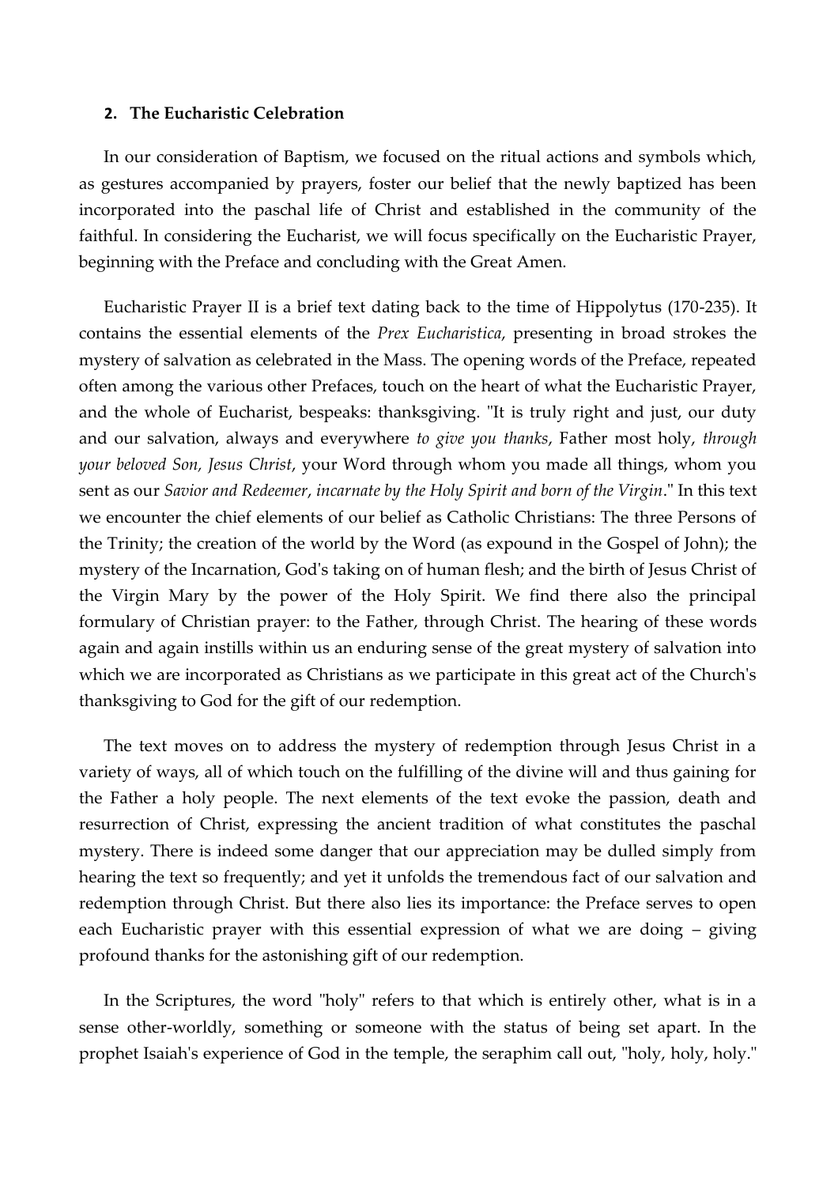## 2. The Eucharistic Celebration

In our consideration of Baptism, we focused on the ritual actions and symbols which, as gestures accompanied by prayers, foster our belief that the newly baptized has been incorporated into the paschal life of Christ and established in the community of the faithful. In considering the Eucharist, we will focus specifically on the Eucharistic Prayer, beginning with the Preface and concluding with the Great Amen.

Eucharistic Prayer II is a brief text dating back to the time of Hippolytus (170-235). It contains the essential elements of the *Prex Eucharistica*, presenting in broad strokes the mystery of salvation as celebrated in the Mass. The opening words of the Preface, repeated often among the various other Prefaces, touch on the heart of what the Eucharistic Prayer, and the whole of Eucharist, bespeaks: thanksgiving. "It is truly right and just, our duty and our salvation, always and everywhere *to give you thanks*, Father most holy, *through your beloved Son, Jesus Christ*, your Word through whom you made all things, whom you sent as our *Savior and Redeemer*, *incarnate by the Holy Spirit and born of the Virgin*." In this text we encounter the chief elements of our belief as Catholic Christians: The three Persons of the Trinity; the creation of the world by the Word (as expound in the Gospel of John); the mystery of the Incarnation, God's taking on of human flesh; and the birth of Jesus Christ of the Virgin Mary by the power of the Holy Spirit. We find there also the principal formulary of Christian prayer: to the Father, through Christ. The hearing of these words again and again instills within us an enduring sense of the great mystery of salvation into which we are incorporated as Christians as we participate in this great act of the Church's thanksgiving to God for the gift of our redemption.

The text moves on to address the mystery of redemption through Jesus Christ in a variety of ways, all of which touch on the fulfilling of the divine will and thus gaining for the Father a holy people. The next elements of the text evoke the passion, death and resurrection of Christ, expressing the ancient tradition of what constitutes the paschal mystery. There is indeed some danger that our appreciation may be dulled simply from hearing the text so frequently; and yet it unfolds the tremendous fact of our salvation and redemption through Christ. But there also lies its importance: the Preface serves to open each Eucharistic prayer with this essential expression of what we are doing – giving profound thanks for the astonishing gift of our redemption.

In the Scriptures, the word "holy" refers to that which is entirely other, what is in a sense other-worldly, something or someone with the status of being set apart. In the prophet Isaiah's experience of God in the temple, the seraphim call out, "holy, holy, holy."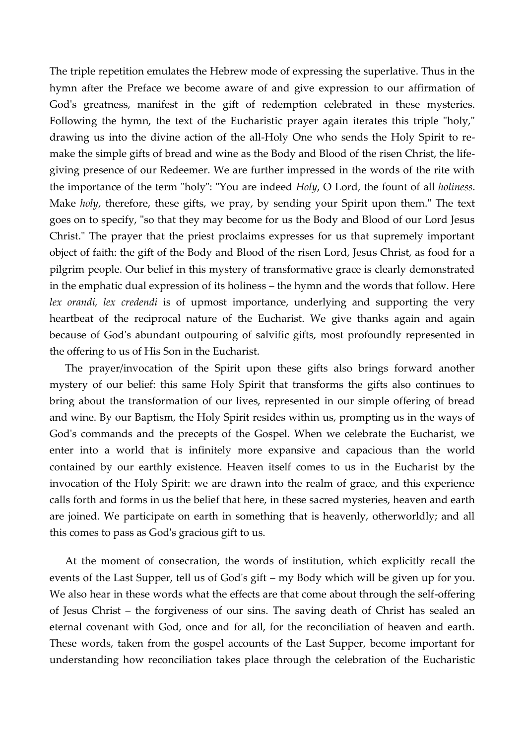The triple repetition emulates the Hebrew mode of expressing the superlative. Thus in the hymn after the Preface we become aware of and give expression to our affirmation of God's greatness, manifest in the gift of redemption celebrated in these mysteries. Following the hymn, the text of the Eucharistic prayer again iterates this triple "holy," drawing us into the divine action of the all-Holy One who sends the Holy Spirit to re-make the simple gifts of bread and wine as the Body and Blood of the risen Christ, the life-giving presence of our Redeemer. We are further impressed in the words of the rite with the importance of the term "holy": "You are indeed *Holy*, O Lord, the fount of all *holiness*. Make *holy*, therefore, these gifts, we pray, by sending your Spirit upon them." The text goes on to specify, "so that they may become for us the Body and Blood of our Lord Jesus Christ." The prayer that the priest proclaims expresses for us that supremely important object of faith: the gift of the Body and Blood of the risen Lord, Jesus Christ, as food for a pilgrim people. Our belief in this mystery of transformative grace is clearly demonstrated in the emphatic dual expression of its holiness – the hymn and the words that follow. Here *lex orandi, lex credendi* is of upmost importance, underlying and supporting the very heartbeat of the reciprocal nature of the Eucharist. We give thanks again and again because of God's abundant outpouring of salvific gifts, most profoundly represented in the offering to us of His Son in the Eucharist.

The prayer/invocation of the Spirit upon these gifts also brings forward another mystery of our belief: this same Holy Spirit that transforms the gifts also continues to bring about the transformation of our lives, represented in our simple offering of bread and wine. By our Baptism, the Holy Spirit resides within us, prompting us in the ways of God's commands and the precepts of the Gospel. When we celebrate the Eucharist, we enter into a world that is infinitely more expansive and capacious than the world contained by our earthly existence. Heaven itself comes to us in the Eucharist by the invocation of the Holy Spirit: we are drawn into the realm of grace, and this experience calls forth and forms in us the belief that here, in these sacred mysteries, heaven and earth are joined. We participate on earth in something that is heavenly, otherworldly; and all this comes to pass as God's gracious gift to us.

At the moment of consecration, the words of institution, which explicitly recall the events of the Last Supper, tell us of God's gift – my Body which will be given up for you. We also hear in these words what the effects are that come about through the self-offering of Jesus Christ – the forgiveness of our sins. The saving death of Christ has sealed an eternal covenant with God, once and for all, for the reconciliation of heaven and earth. These words, taken from the gospel accounts of the Last Supper, become important for understanding how reconciliation takes place through the celebration of the Eucharistic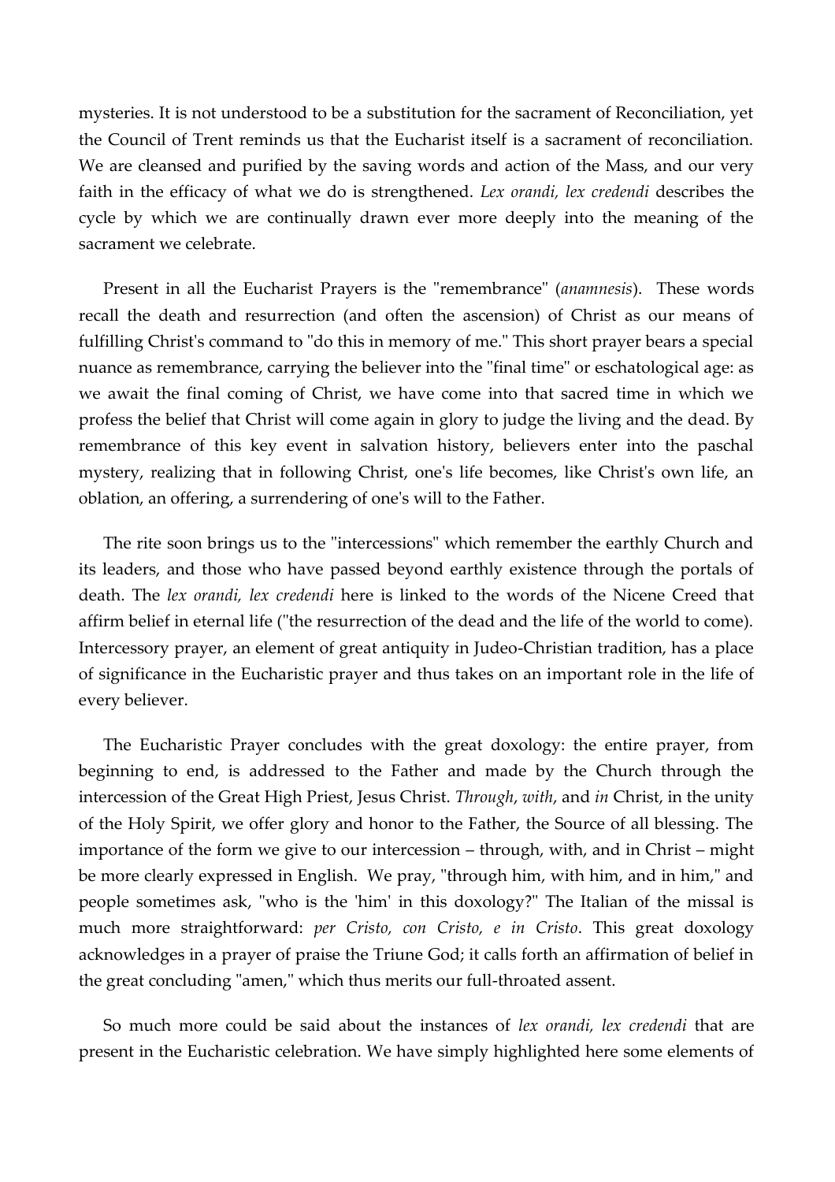mysteries. It is not understood to be a substitution for the sacrament of Reconciliation, yet the Council of Trent reminds us that the Eucharist itself is a sacrament of reconciliation. We are cleansed and purified by the saving words and action of the Mass, and our very faith in the efficacy of what we do is strengthened. *Lex orandi, lex credendi* describes the cycle by which we are continually drawn ever more deeply into the meaning of the sacrament we celebrate.

Present in all the Eucharist Prayers is the "remembrance" (*anamnesis*). These words recall the death and resurrection (and often the ascension) of Christ as our means of fulfilling Christ's command to "do this in memory of me." This short prayer bears a special nuance as remembrance, carrying the believer into the "final time" or eschatological age: as we await the final coming of Christ, we have come into that sacred time in which we profess the belief that Christ will come again in glory to judge the living and the dead. By remembrance of this key event in salvation history, believers enter into the paschal mystery, realizing that in following Christ, one's life becomes, like Christ's own life, an oblation, an offering, a surrendering of one's will to the Father.

The rite soon brings us to the "intercessions" which remember the earthly Church and its leaders, and those who have passed beyond earthly existence through the portals of death. The *lex orandi, lex credendi* here is linked to the words of the Nicene Creed that affirm belief in eternal life ("the resurrection of the dead and the life of the world to come). Intercessory prayer, an element of great antiquity in Judeo-Christian tradition, has a place of significance in the Eucharistic prayer and thus takes on an important role in the life of every believer.

The Eucharistic Prayer concludes with the great doxology: the entire prayer, from beginning to end, is addressed to the Father and made by the Church through the intercession of the Great High Priest, Jesus Christ. *Through*, *with*, and *in* Christ, in the unity of the Holy Spirit, we offer glory and honor to the Father, the Source of all blessing. The importance of the form we give to our intercession – through, with, and in Christ – might be more clearly expressed in English. We pray, "through him, with him, and in him," and people sometimes ask, "who is the 'him' in this doxology?" The Italian of the missal is much more straightforward: *per Cristo, con Cristo, e in Cristo*. This great doxology acknowledges in a prayer of praise the Triune God; it calls forth an affirmation of belief in the great concluding "amen," which thus merits our full-throated assent.

So much more could be said about the instances of *lex orandi, lex credendi* that are present in the Eucharistic celebration. We have simply highlighted here some elements of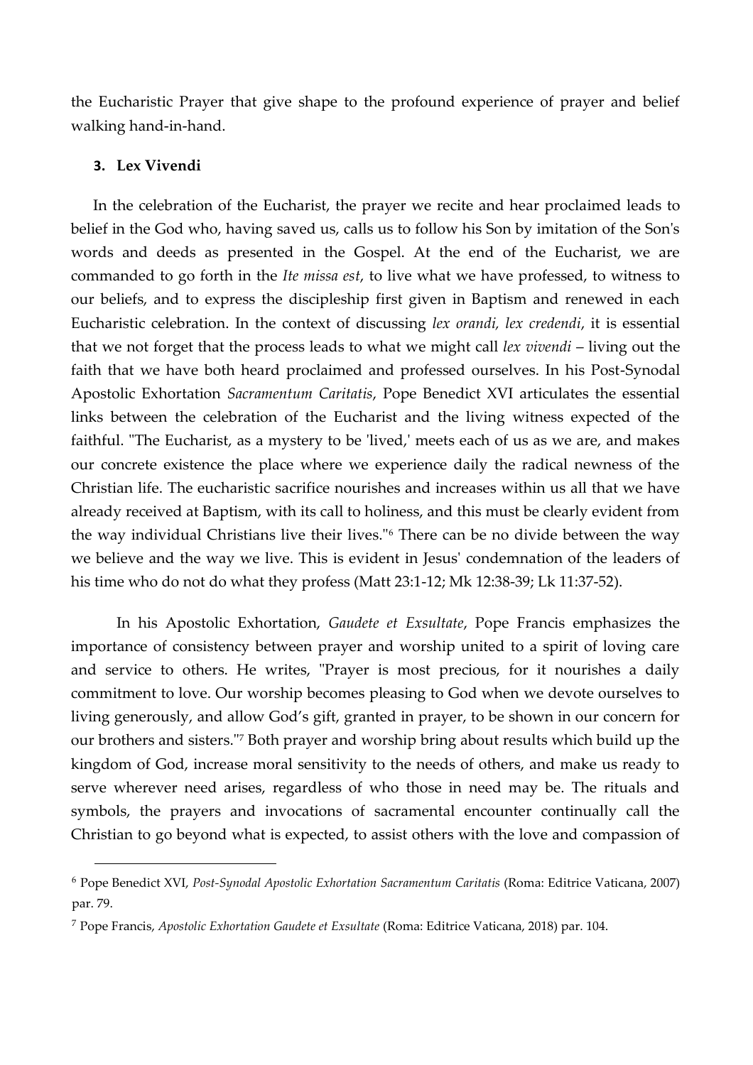the Eucharistic Prayer that give shape to the profound experience of prayer and belief walking hand-in-hand.

### 3. Lex Vivendi

In the celebration of the Eucharist, the prayer we recite and hear proclaimed leads to belief in the God who, having saved us, calls us to follow his Son by imitation of the Son's words and deeds as presented in the Gospel. At the end of the Eucharist, we are commanded to go forth in the *Ite missa est*, to live what we have professed, to witness to our beliefs, and to express the discipleship first given in Baptism and renewed in each Eucharistic celebration. In the context of discussing *lex orandi, lex credendi*, it is essential that we not forget that the process leads to what we might call *lex vivendi* – living out the faith that we have both heard proclaimed and professed ourselves. In his Post-Synodal Apostolic Exhortation *Sacramentum Caritatis*, Pope Benedict XVI articulates the essential links between the celebration of the Eucharist and the living witness expected of the faithful. "The Eucharist, as a mystery to be 'lived,' meets each of us as we are, and makes our concrete existence the place where we experience daily the radical newness of the Christian life. The eucharistic sacrifice nourishes and increases within us all that we have already received at Baptism, with its call to holiness, and this must be clearly evident from the way individual Christians live their lives."[6] There can be no divide between the way we believe and the way we live. This is evident in Jesus' condemnation of the leaders of his time who do not do what they profess (Matt 23:1-12; Mk 12:38-39; Lk 11:37-52).

In his Apostolic Exhortation, *Gaudete et Exsultate*, Pope Francis emphasizes the importance of consistency between prayer and worship united to a spirit of loving care and service to others. He writes, "Prayer is most precious, for it nourishes a daily commitment to love. Our worship becomes pleasing to God when we devote ourselves to living generously, and allow God's gift, granted in prayer, to be shown in our concern for our brothers and sisters."[7] Both prayer and worship bring about results which build up the kingdom of God, increase moral sensitivity to the needs of others, and make us ready to serve wherever need arises, regardless of who those in need may be. The rituals and symbols, the prayers and invocations of sacramental encounter continually call the Christian to go beyond what is expected, to assist others with the love and compassion of

---

[6] Pope Benedict XVI, *Post-Synodal Apostolic Exhortation Sacramentum Caritatis* (Roma: Editrice Vaticana, 2007) par. 79.

[7] Pope Francis, *Apostolic Exhortation Gaudete et Exsultate* (Roma: Editrice Vaticana, 2018) par. 104.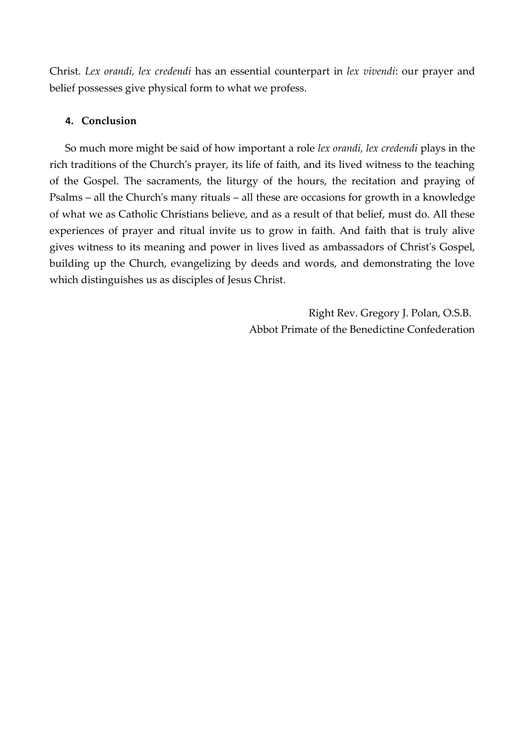Christ. *Lex orandi, lex credendi* has an essential counterpart in *lex vivendi*: our prayer and belief possesses give physical form to what we profess.

## 4. Conclusion

So much more might be said of how important a role *lex orandi, lex credendi* plays in the rich traditions of the Church's prayer, its life of faith, and its lived witness to the teaching of the Gospel. The sacraments, the liturgy of the hours, the recitation and praying of Psalms – all the Church's many rituals – all these are occasions for growth in a knowledge of what we as Catholic Christians believe, and as a result of that belief, must do. All these experiences of prayer and ritual invite us to grow in faith. And faith that is truly alive gives witness to its meaning and power in lives lived as ambassadors of Christ's Gospel, building up the Church, evangelizing by deeds and words, and demonstrating the love which distinguishes us as disciples of Jesus Christ.

Right Rev. Gregory J. Polan, O.S.B.
Abbot Primate of the Benedictine Confederation